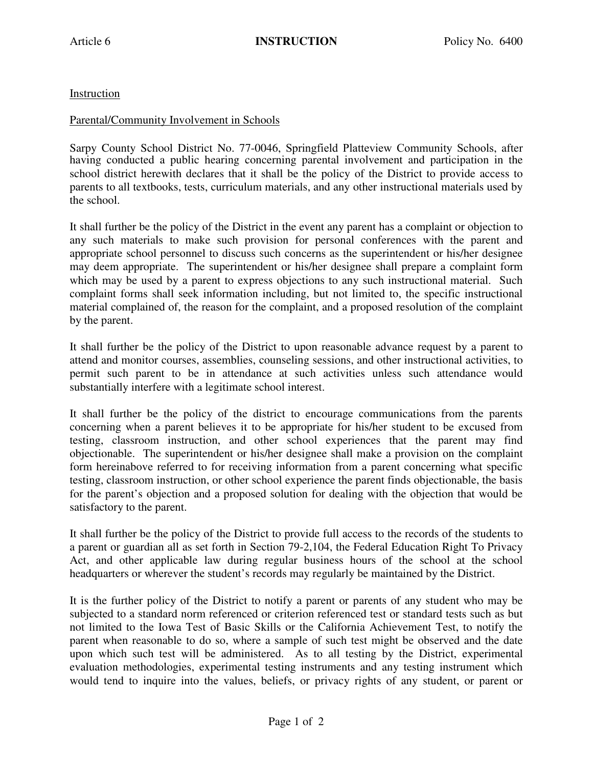Article 6 **INSTRUCTION** Policy No. 6400

Instruction

Parental/Community Involvement in Schools

Sarpy County School District No. 77-0046, Springfield Platteview Community Schools, after having conducted a public hearing concerning parental involvement and participation in the school district herewith declares that it shall be the policy of the District to provide access to parents to all textbooks, tests, curriculum materials, and any other instructional materials used by the school.

It shall further be the policy of the District in the event any parent has a complaint or objection to any such materials to make such provision for personal conferences with the parent and appropriate school personnel to discuss such concerns as the superintendent or his/her designee may deem appropriate. The superintendent or his/her designee shall prepare a complaint form which may be used by a parent to express objections to any such instructional material. Such complaint forms shall seek information including, but not limited to, the specific instructional material complained of, the reason for the complaint, and a proposed resolution of the complaint by the parent.

It shall further be the policy of the District to upon reasonable advance request by a parent to attend and monitor courses, assemblies, counseling sessions, and other instructional activities, to permit such parent to be in attendance at such activities unless such attendance would substantially interfere with a legitimate school interest.

It shall further be the policy of the district to encourage communications from the parents concerning when a parent believes it to be appropriate for his/her student to be excused from testing, classroom instruction, and other school experiences that the parent may find objectionable. The superintendent or his/her designee shall make a provision on the complaint form hereinabove referred to for receiving information from a parent concerning what specific testing, classroom instruction, or other school experience the parent finds objectionable, the basis for the parent's objection and a proposed solution for dealing with the objection that would be satisfactory to the parent.

It shall further be the policy of the District to provide full access to the records of the students to a parent or guardian all as set forth in Section 79-2,104, the Federal Education Right To Privacy Act, and other applicable law during regular business hours of the school at the school headquarters or wherever the student's records may regularly be maintained by the District.

It is the further policy of the District to notify a parent or parents of any student who may be subjected to a standard norm referenced or criterion referenced test or standard tests such as but not limited to the Iowa Test of Basic Skills or the California Achievement Test, to notify the parent when reasonable to do so, where a sample of such test might be observed and the date upon which such test will be administered. As to all testing by the District, experimental evaluation methodologies, experimental testing instruments and any testing instrument which would tend to inquire into the values, beliefs, or privacy rights of any student, or parent or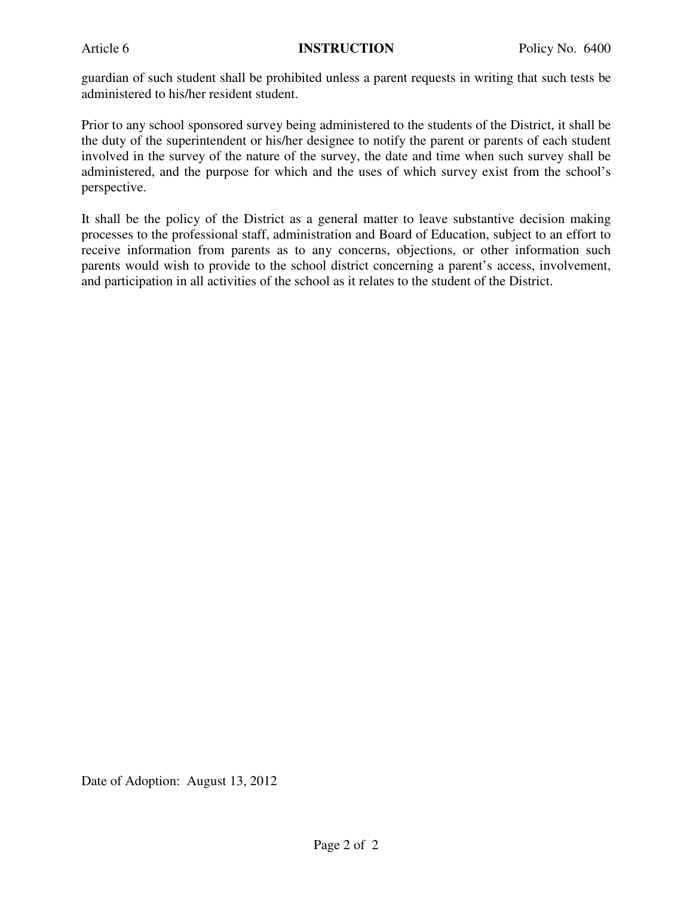guardian of such student shall be prohibited unless a parent requests in writing that such tests be administered to his/her resident student.

Prior to any school sponsored survey being administered to the students of the District, it shall be the duty of the superintendent or his/her designee to notify the parent or parents of each student involved in the survey of the nature of the survey, the date and time when such survey shall be administered, and the purpose for which and the uses of which survey exist from the school's perspective.

It shall be the policy of the District as a general matter to leave substantive decision making processes to the professional staff, administration and Board of Education, subject to an effort to receive information from parents as to any concerns, objections, or other information such parents would wish to provide to the school district concerning a parent's access, involvement, and participation in all activities of the school as it relates to the student of the District.

Date of Adoption: August 13, 2012